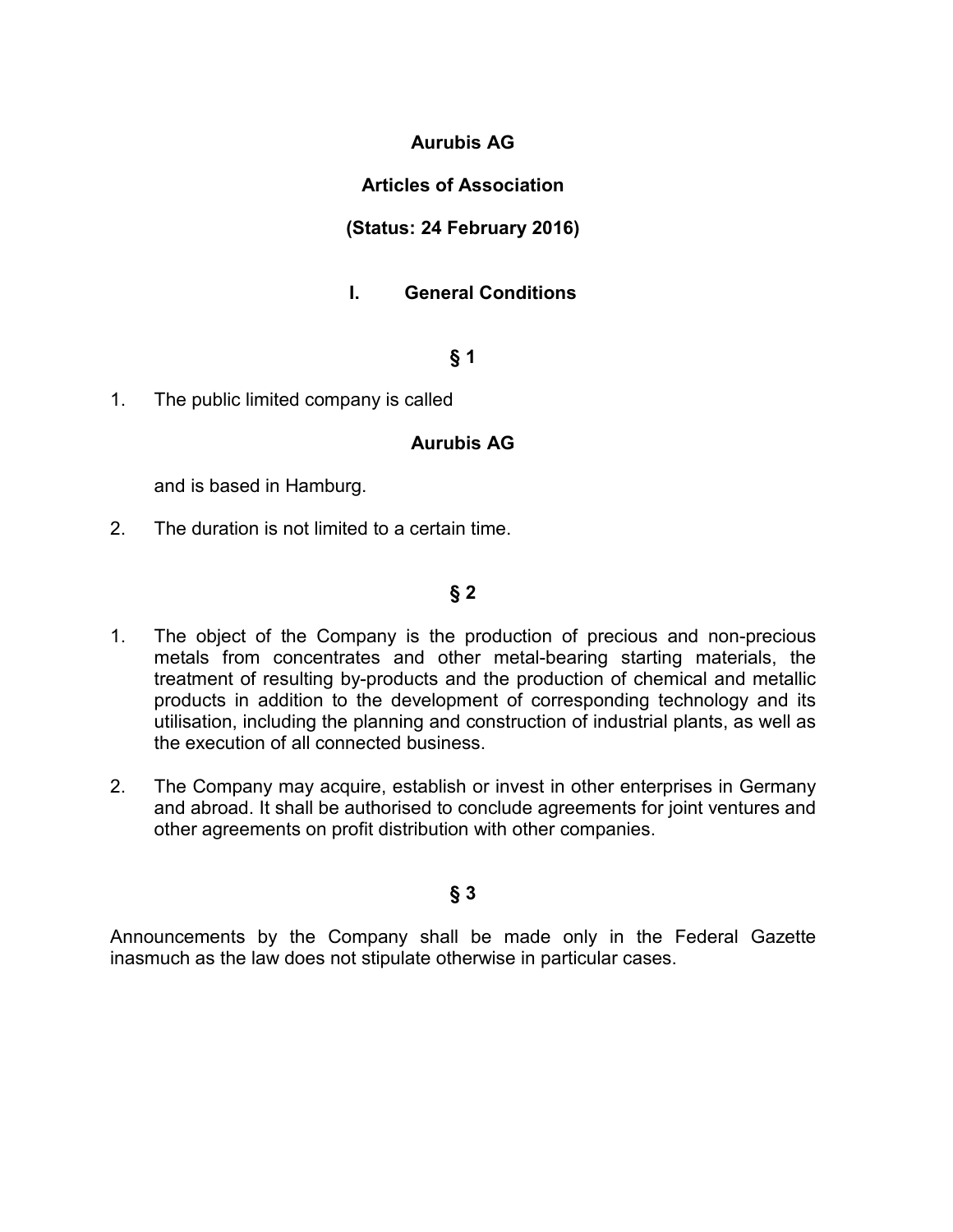# Aurubis AG

## Articles of Association

**(Status: 24 February 2016)**

## I. General Conditions

### § 1

1. The public limited company is called

   **Aurubis AG**

   and is based in Hamburg.

2. The duration is not limited to a certain time.

### § 2

1. The object of the Company is the production of precious and non-precious metals from concentrates and other metal-bearing starting materials, the treatment of resulting by-products and the production of chemical and metallic products in addition to the development of corresponding technology and its utilisation, including the planning and construction of industrial plants, as well as the execution of all connected business.

2. The Company may acquire, establish or invest in other enterprises in Germany and abroad. It shall be authorised to conclude agreements for joint ventures and other agreements on profit distribution with other companies.

### § 3

Announcements by the Company shall be made only in the Federal Gazette inasmuch as the law does not stipulate otherwise in particular cases.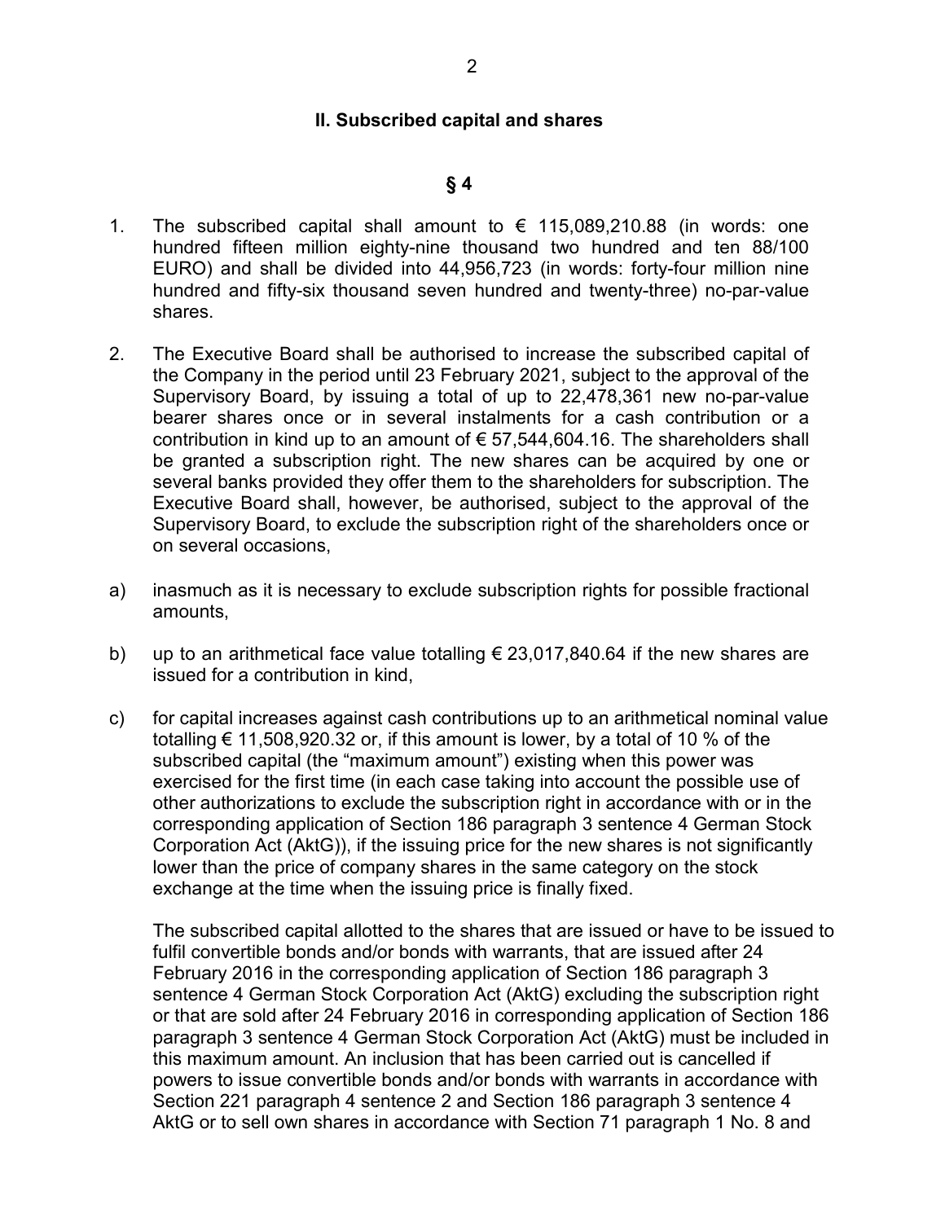## II. Subscribed capital and shares

### § 4

1. The subscribed capital shall amount to € 115,089,210.88 (in words: one hundred fifteen million eighty-nine thousand two hundred and ten 88/100 EURO) and shall be divided into 44,956,723 (in words: forty-four million nine hundred and fifty-six thousand seven hundred and twenty-three) no-par-value shares.

2. The Executive Board shall be authorised to increase the subscribed capital of the Company in the period until 23 February 2021, subject to the approval of the Supervisory Board, by issuing a total of up to 22,478,361 new no-par-value bearer shares once or in several instalments for a cash contribution or a contribution in kind up to an amount of € 57,544,604.16. The shareholders shall be granted a subscription right. The new shares can be acquired by one or several banks provided they offer them to the shareholders for subscription. The Executive Board shall, however, be authorised, subject to the approval of the Supervisory Board, to exclude the subscription right of the shareholders once or on several occasions,

a) inasmuch as it is necessary to exclude subscription rights for possible fractional amounts,

b) up to an arithmetical face value totalling € 23,017,840.64 if the new shares are issued for a contribution in kind,

c) for capital increases against cash contributions up to an arithmetical nominal value totalling € 11,508,920.32 or, if this amount is lower, by a total of 10 % of the subscribed capital (the "maximum amount") existing when this power was exercised for the first time (in each case taking into account the possible use of other authorizations to exclude the subscription right in accordance with or in the corresponding application of Section 186 paragraph 3 sentence 4 German Stock Corporation Act (AktG)), if the issuing price for the new shares is not significantly lower than the price of company shares in the same category on the stock exchange at the time when the issuing price is finally fixed.

   The subscribed capital allotted to the shares that are issued or have to be issued to fulfil convertible bonds and/or bonds with warrants, that are issued after 24 February 2016 in the corresponding application of Section 186 paragraph 3 sentence 4 German Stock Corporation Act (AktG) excluding the subscription right or that are sold after 24 February 2016 in corresponding application of Section 186 paragraph 3 sentence 4 German Stock Corporation Act (AktG) must be included in this maximum amount. An inclusion that has been carried out is cancelled if powers to issue convertible bonds and/or bonds with warrants in accordance with Section 221 paragraph 4 sentence 2 and Section 186 paragraph 3 sentence 4 AktG or to sell own shares in accordance with Section 71 paragraph 1 No. 8 and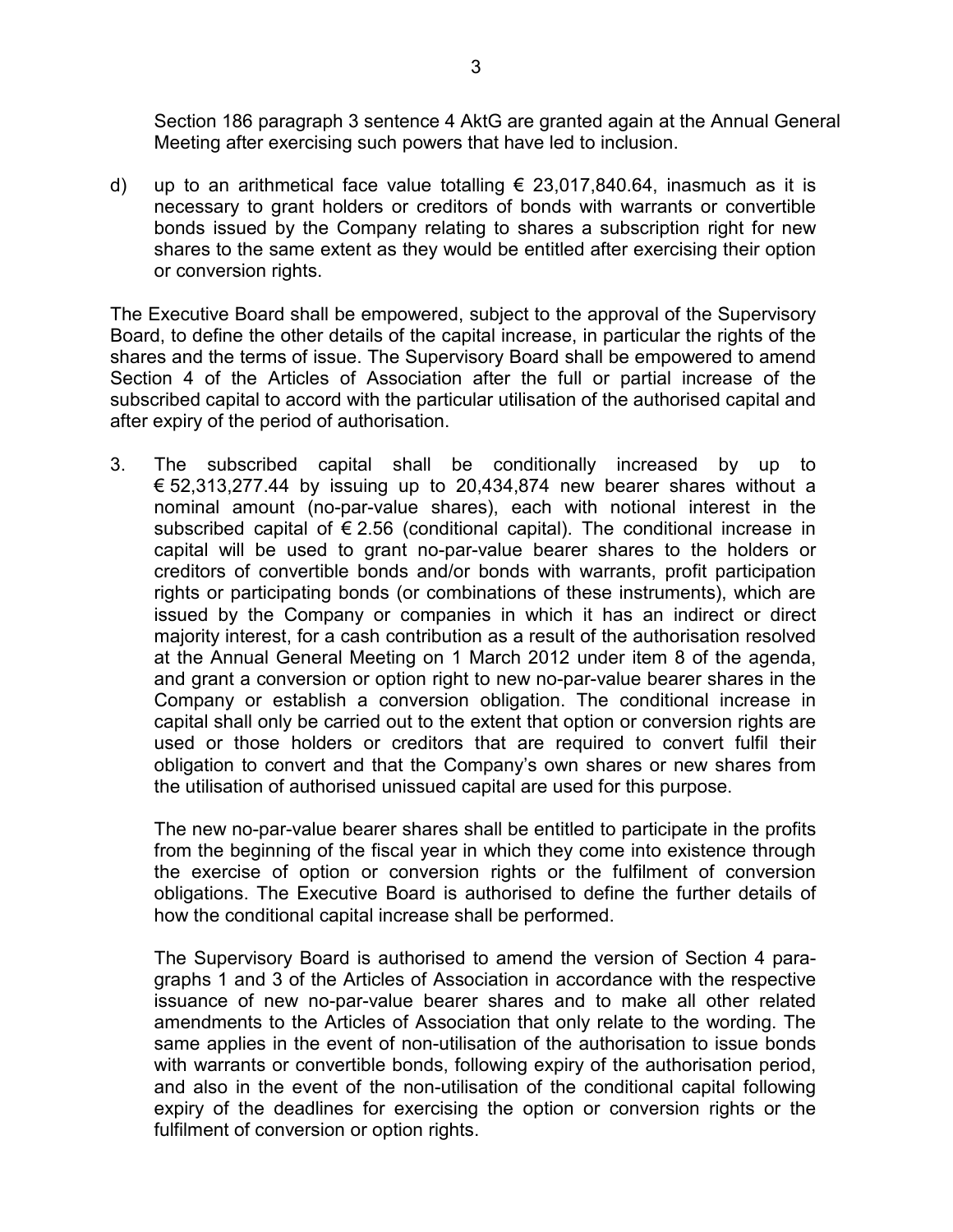Section 186 paragraph 3 sentence 4 AktG are granted again at the Annual General Meeting after exercising such powers that have led to inclusion.

d) up to an arithmetical face value totalling € 23,017,840.64, inasmuch as it is necessary to grant holders or creditors of bonds with warrants or convertible bonds issued by the Company relating to shares a subscription right for new shares to the same extent as they would be entitled after exercising their option or conversion rights.

The Executive Board shall be empowered, subject to the approval of the Supervisory Board, to define the other details of the capital increase, in particular the rights of the shares and the terms of issue. The Supervisory Board shall be empowered to amend Section 4 of the Articles of Association after the full or partial increase of the subscribed capital to accord with the particular utilisation of the authorised capital and after expiry of the period of authorisation.

3. The subscribed capital shall be conditionally increased by up to € 52,313,277.44 by issuing up to 20,434,874 new bearer shares without a nominal amount (no-par-value shares), each with notional interest in the subscribed capital of € 2.56 (conditional capital). The conditional increase in capital will be used to grant no-par-value bearer shares to the holders or creditors of convertible bonds and/or bonds with warrants, profit participation rights or participating bonds (or combinations of these instruments), which are issued by the Company or companies in which it has an indirect or direct majority interest, for a cash contribution as a result of the authorisation resolved at the Annual General Meeting on 1 March 2012 under item 8 of the agenda, and grant a conversion or option right to new no-par-value bearer shares in the Company or establish a conversion obligation. The conditional increase in capital shall only be carried out to the extent that option or conversion rights are used or those holders or creditors that are required to convert fulfil their obligation to convert and that the Company's own shares or new shares from the utilisation of authorised unissued capital are used for this purpose.

   The new no-par-value bearer shares shall be entitled to participate in the profits from the beginning of the fiscal year in which they come into existence through the exercise of option or conversion rights or the fulfilment of conversion obligations. The Executive Board is authorised to define the further details of how the conditional capital increase shall be performed.

   The Supervisory Board is authorised to amend the version of Section 4 paragraphs 1 and 3 of the Articles of Association in accordance with the respective issuance of new no-par-value bearer shares and to make all other related amendments to the Articles of Association that only relate to the wording. The same applies in the event of non-utilisation of the authorisation to issue bonds with warrants or convertible bonds, following expiry of the authorisation period, and also in the event of the non-utilisation of the conditional capital following expiry of the deadlines for exercising the option or conversion rights or the fulfilment of conversion or option rights.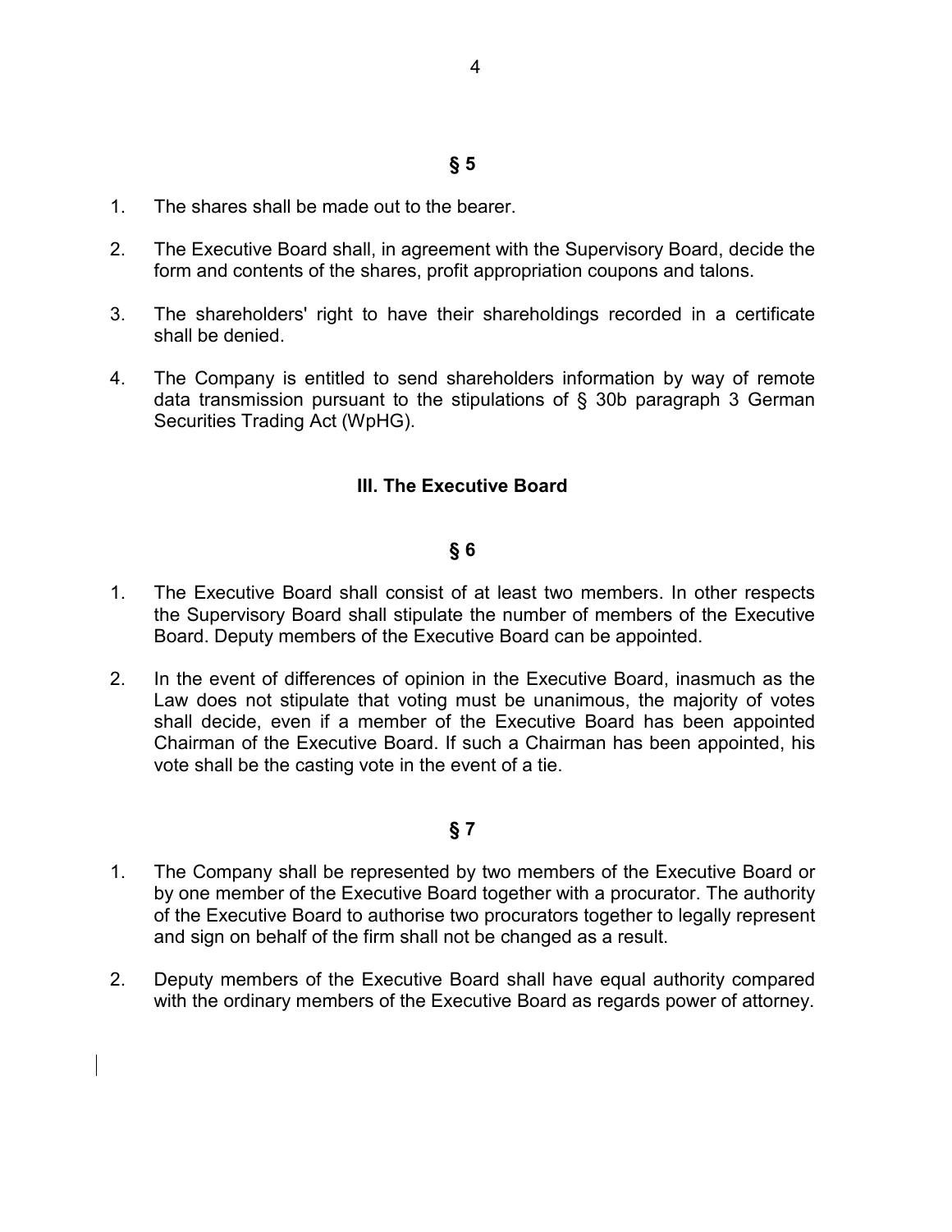## § 5

1. The shares shall be made out to the bearer.

2. The Executive Board shall, in agreement with the Supervisory Board, decide the form and contents of the shares, profit appropriation coupons and talons.

3. The shareholders' right to have their shareholdings recorded in a certificate shall be denied.

4. The Company is entitled to send shareholders information by way of remote data transmission pursuant to the stipulations of § 30b paragraph 3 German Securities Trading Act (WpHG).

# III. The Executive Board

## § 6

1. The Executive Board shall consist of at least two members. In other respects the Supervisory Board shall stipulate the number of members of the Executive Board. Deputy members of the Executive Board can be appointed.

2. In the event of differences of opinion in the Executive Board, inasmuch as the Law does not stipulate that voting must be unanimous, the majority of votes shall decide, even if a member of the Executive Board has been appointed Chairman of the Executive Board. If such a Chairman has been appointed, his vote shall be the casting vote in the event of a tie.

## § 7

1. The Company shall be represented by two members of the Executive Board or by one member of the Executive Board together with a procurator. The authority of the Executive Board to authorise two procurators together to legally represent and sign on behalf of the firm shall not be changed as a result.

2. Deputy members of the Executive Board shall have equal authority compared with the ordinary members of the Executive Board as regards power of attorney.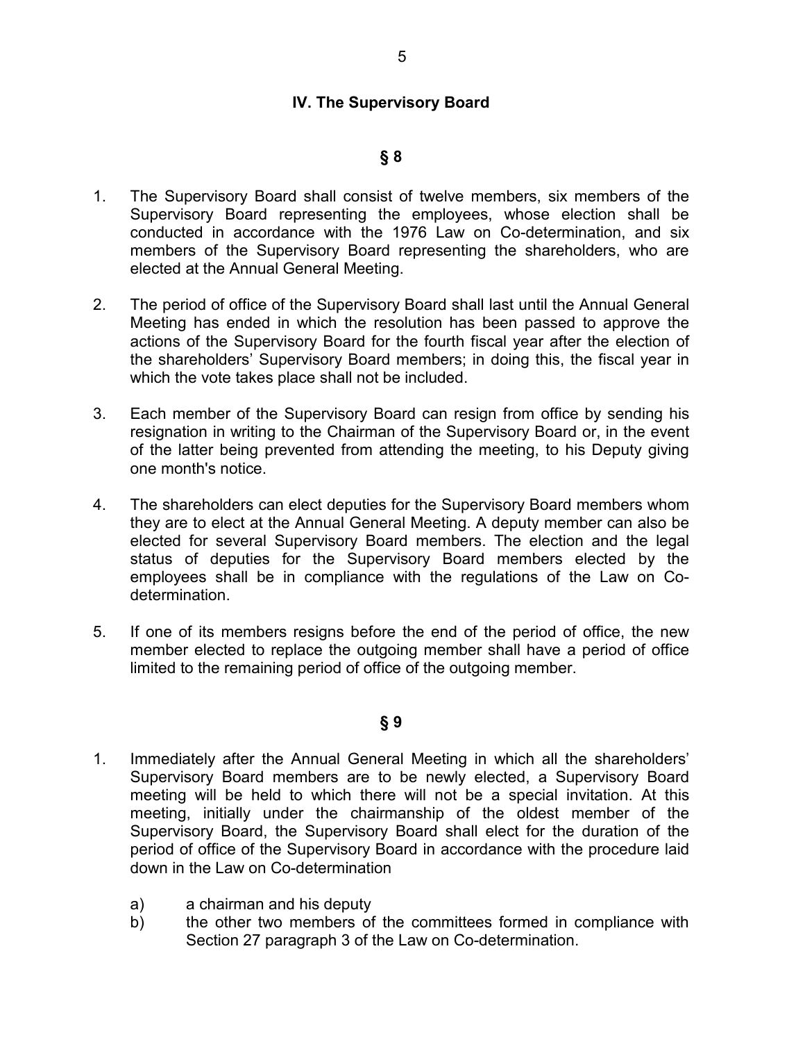## IV. The Supervisory Board

### § 8

1. The Supervisory Board shall consist of twelve members, six members of the Supervisory Board representing the employees, whose election shall be conducted in accordance with the 1976 Law on Co-determination, and six members of the Supervisory Board representing the shareholders, who are elected at the Annual General Meeting.

2. The period of office of the Supervisory Board shall last until the Annual General Meeting has ended in which the resolution has been passed to approve the actions of the Supervisory Board for the fourth fiscal year after the election of the shareholders' Supervisory Board members; in doing this, the fiscal year in which the vote takes place shall not be included.

3. Each member of the Supervisory Board can resign from office by sending his resignation in writing to the Chairman of the Supervisory Board or, in the event of the latter being prevented from attending the meeting, to his Deputy giving one month's notice.

4. The shareholders can elect deputies for the Supervisory Board members whom they are to elect at the Annual General Meeting. A deputy member can also be elected for several Supervisory Board members. The election and the legal status of deputies for the Supervisory Board members elected by the employees shall be in compliance with the regulations of the Law on Co-determination.

5. If one of its members resigns before the end of the period of office, the new member elected to replace the outgoing member shall have a period of office limited to the remaining period of office of the outgoing member.

### § 9

1. Immediately after the Annual General Meeting in which all the shareholders' Supervisory Board members are to be newly elected, a Supervisory Board meeting will be held to which there will not be a special invitation. At this meeting, initially under the chairmanship of the oldest member of the Supervisory Board, the Supervisory Board shall elect for the duration of the period of office of the Supervisory Board in accordance with the procedure laid down in the Law on Co-determination

   a) a chairman and his deputy
   b) the other two members of the committees formed in compliance with Section 27 paragraph 3 of the Law on Co-determination.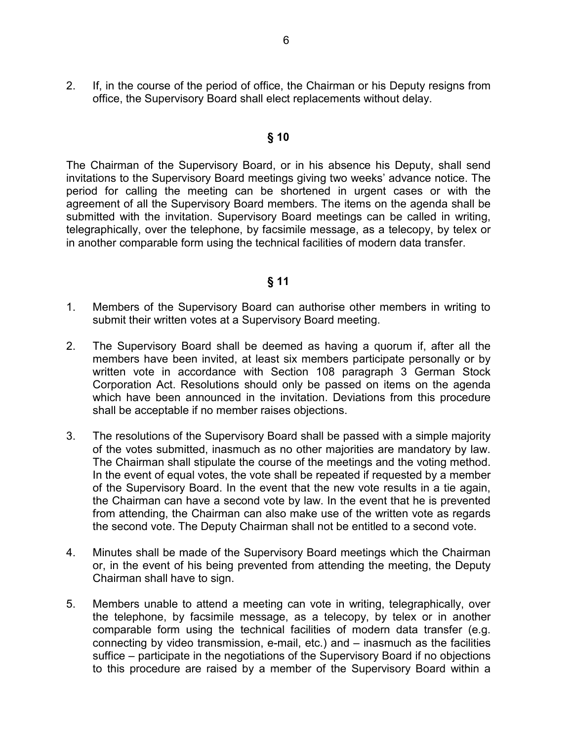2. If, in the course of the period of office, the Chairman or his Deputy resigns from office, the Supervisory Board shall elect replacements without delay.

## § 10

The Chairman of the Supervisory Board, or in his absence his Deputy, shall send invitations to the Supervisory Board meetings giving two weeks' advance notice. The period for calling the meeting can be shortened in urgent cases or with the agreement of all the Supervisory Board members. The items on the agenda shall be submitted with the invitation. Supervisory Board meetings can be called in writing, telegraphically, over the telephone, by facsimile message, as a telecopy, by telex or in another comparable form using the technical facilities of modern data transfer.

## § 11

1. Members of the Supervisory Board can authorise other members in writing to submit their written votes at a Supervisory Board meeting.

2. The Supervisory Board shall be deemed as having a quorum if, after all the members have been invited, at least six members participate personally or by written vote in accordance with Section 108 paragraph 3 German Stock Corporation Act. Resolutions should only be passed on items on the agenda which have been announced in the invitation. Deviations from this procedure shall be acceptable if no member raises objections.

3. The resolutions of the Supervisory Board shall be passed with a simple majority of the votes submitted, inasmuch as no other majorities are mandatory by law. The Chairman shall stipulate the course of the meetings and the voting method. In the event of equal votes, the vote shall be repeated if requested by a member of the Supervisory Board. In the event that the new vote results in a tie again, the Chairman can have a second vote by law. In the event that he is prevented from attending, the Chairman can also make use of the written vote as regards the second vote. The Deputy Chairman shall not be entitled to a second vote.

4. Minutes shall be made of the Supervisory Board meetings which the Chairman or, in the event of his being prevented from attending the meeting, the Deputy Chairman shall have to sign.

5. Members unable to attend a meeting can vote in writing, telegraphically, over the telephone, by facsimile message, as a telecopy, by telex or in another comparable form using the technical facilities of modern data transfer (e.g. connecting by video transmission, e-mail, etc.) and – inasmuch as the facilities suffice – participate in the negotiations of the Supervisory Board if no objections to this procedure are raised by a member of the Supervisory Board within a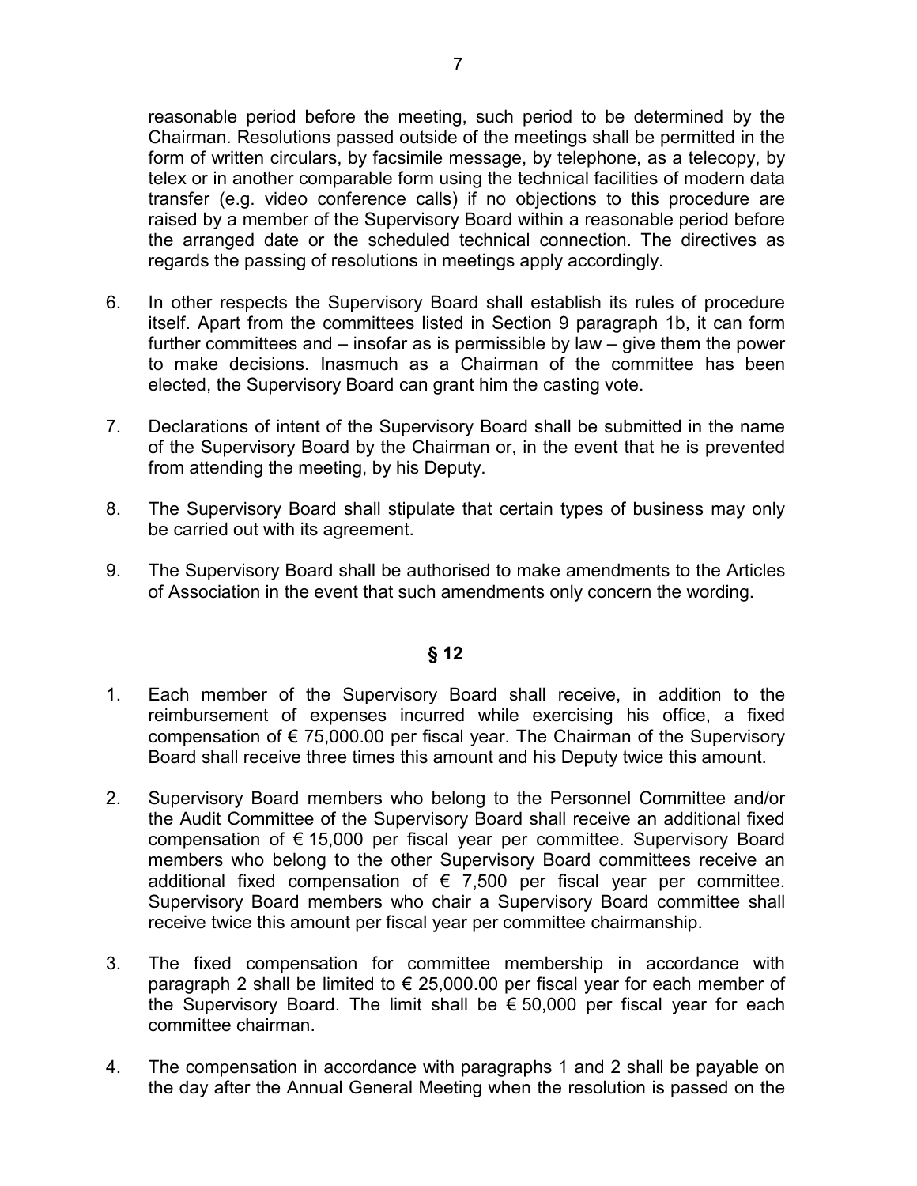reasonable period before the meeting, such period to be determined by the Chairman. Resolutions passed outside of the meetings shall be permitted in the form of written circulars, by facsimile message, by telephone, as a telecopy, by telex or in another comparable form using the technical facilities of modern data transfer (e.g. video conference calls) if no objections to this procedure are raised by a member of the Supervisory Board within a reasonable period before the arranged date or the scheduled technical connection. The directives as regards the passing of resolutions in meetings apply accordingly.

6. In other respects the Supervisory Board shall establish its rules of procedure itself. Apart from the committees listed in Section 9 paragraph 1b, it can form further committees and – insofar as is permissible by law – give them the power to make decisions. Inasmuch as a Chairman of the committee has been elected, the Supervisory Board can grant him the casting vote.

7. Declarations of intent of the Supervisory Board shall be submitted in the name of the Supervisory Board by the Chairman or, in the event that he is prevented from attending the meeting, by his Deputy.

8. The Supervisory Board shall stipulate that certain types of business may only be carried out with its agreement.

9. The Supervisory Board shall be authorised to make amendments to the Articles of Association in the event that such amendments only concern the wording.

## § 12

1. Each member of the Supervisory Board shall receive, in addition to the reimbursement of expenses incurred while exercising his office, a fixed compensation of € 75,000.00 per fiscal year. The Chairman of the Supervisory Board shall receive three times this amount and his Deputy twice this amount.

2. Supervisory Board members who belong to the Personnel Committee and/or the Audit Committee of the Supervisory Board shall receive an additional fixed compensation of € 15,000 per fiscal year per committee. Supervisory Board members who belong to the other Supervisory Board committees receive an additional fixed compensation of € 7,500 per fiscal year per committee. Supervisory Board members who chair a Supervisory Board committee shall receive twice this amount per fiscal year per committee chairmanship.

3. The fixed compensation for committee membership in accordance with paragraph 2 shall be limited to € 25,000.00 per fiscal year for each member of the Supervisory Board. The limit shall be € 50,000 per fiscal year for each committee chairman.

4. The compensation in accordance with paragraphs 1 and 2 shall be payable on the day after the Annual General Meeting when the resolution is passed on the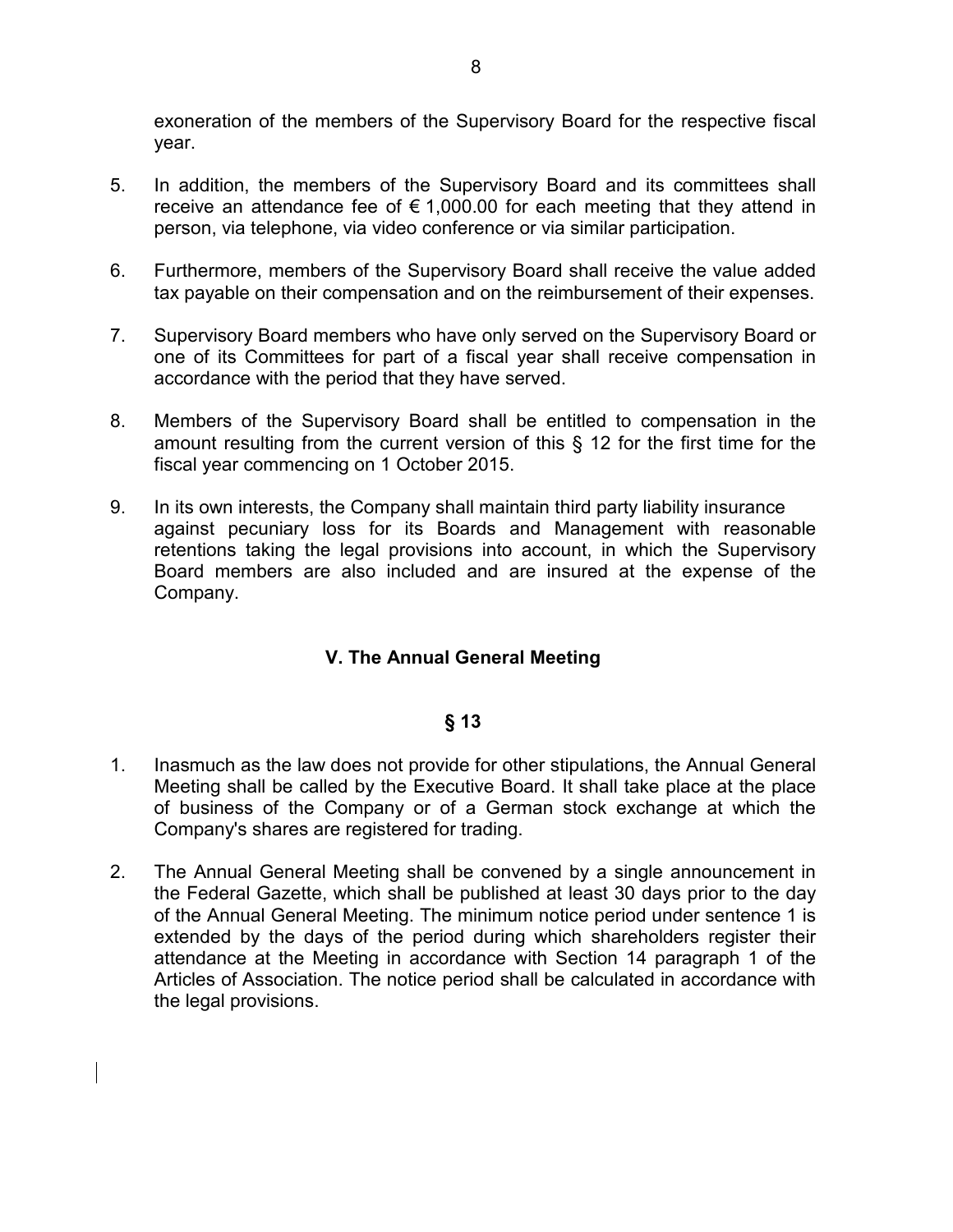exoneration of the members of the Supervisory Board for the respective fiscal year.

5. In addition, the members of the Supervisory Board and its committees shall receive an attendance fee of € 1,000.00 for each meeting that they attend in person, via telephone, via video conference or via similar participation.

6. Furthermore, members of the Supervisory Board shall receive the value added tax payable on their compensation and on the reimbursement of their expenses.

7. Supervisory Board members who have only served on the Supervisory Board or one of its Committees for part of a fiscal year shall receive compensation in accordance with the period that they have served.

8. Members of the Supervisory Board shall be entitled to compensation in the amount resulting from the current version of this § 12 for the first time for the fiscal year commencing on 1 October 2015.

9. In its own interests, the Company shall maintain third party liability insurance against pecuniary loss for its Boards and Management with reasonable retentions taking the legal provisions into account, in which the Supervisory Board members are also included and are insured at the expense of the Company.

## V. The Annual General Meeting

### § 13

1. Inasmuch as the law does not provide for other stipulations, the Annual General Meeting shall be called by the Executive Board. It shall take place at the place of business of the Company or of a German stock exchange at which the Company's shares are registered for trading.

2. The Annual General Meeting shall be convened by a single announcement in the Federal Gazette, which shall be published at least 30 days prior to the day of the Annual General Meeting. The minimum notice period under sentence 1 is extended by the days of the period during which shareholders register their attendance at the Meeting in accordance with Section 14 paragraph 1 of the Articles of Association. The notice period shall be calculated in accordance with the legal provisions.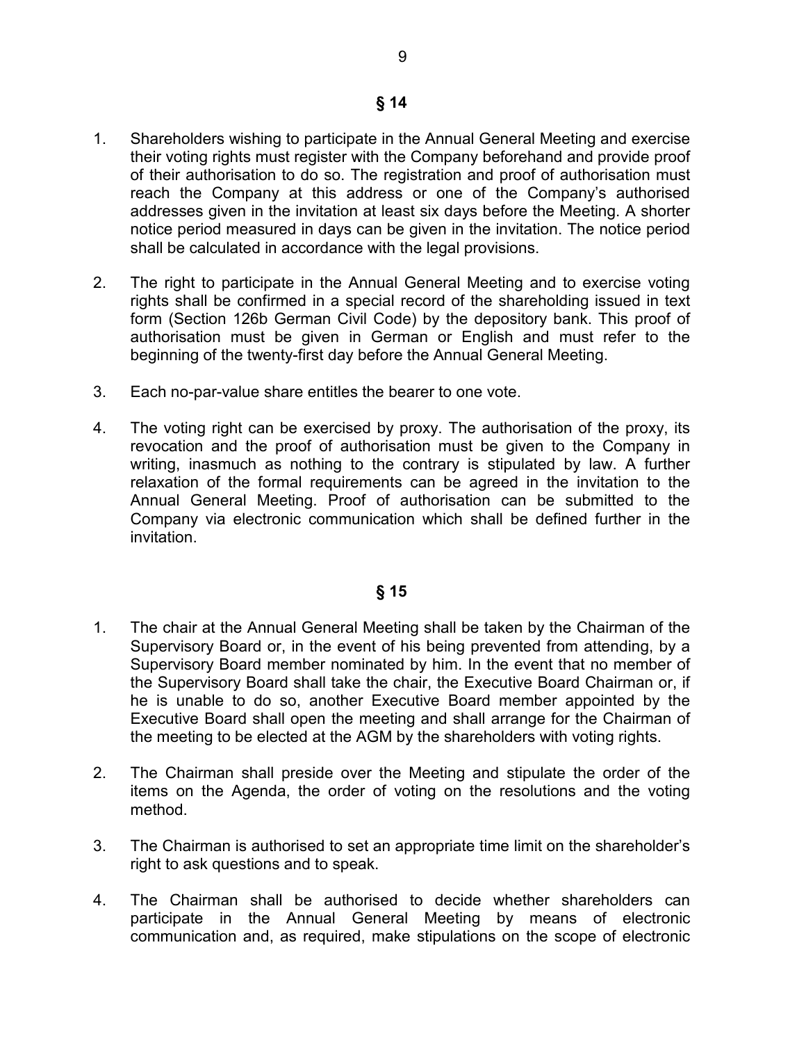## § 14

1. Shareholders wishing to participate in the Annual General Meeting and exercise their voting rights must register with the Company beforehand and provide proof of their authorisation to do so. The registration and proof of authorisation must reach the Company at this address or one of the Company's authorised addresses given in the invitation at least six days before the Meeting. A shorter notice period measured in days can be given in the invitation. The notice period shall be calculated in accordance with the legal provisions.

2. The right to participate in the Annual General Meeting and to exercise voting rights shall be confirmed in a special record of the shareholding issued in text form (Section 126b German Civil Code) by the depository bank. This proof of authorisation must be given in German or English and must refer to the beginning of the twenty-first day before the Annual General Meeting.

3. Each no-par-value share entitles the bearer to one vote.

4. The voting right can be exercised by proxy. The authorisation of the proxy, its revocation and the proof of authorisation must be given to the Company in writing, inasmuch as nothing to the contrary is stipulated by law. A further relaxation of the formal requirements can be agreed in the invitation to the Annual General Meeting. Proof of authorisation can be submitted to the Company via electronic communication which shall be defined further in the invitation.

## § 15

1. The chair at the Annual General Meeting shall be taken by the Chairman of the Supervisory Board or, in the event of his being prevented from attending, by a Supervisory Board member nominated by him. In the event that no member of the Supervisory Board shall take the chair, the Executive Board Chairman or, if he is unable to do so, another Executive Board member appointed by the Executive Board shall open the meeting and shall arrange for the Chairman of the meeting to be elected at the AGM by the shareholders with voting rights.

2. The Chairman shall preside over the Meeting and stipulate the order of the items on the Agenda, the order of voting on the resolutions and the voting method.

3. The Chairman is authorised to set an appropriate time limit on the shareholder's right to ask questions and to speak.

4. The Chairman shall be authorised to decide whether shareholders can participate in the Annual General Meeting by means of electronic communication and, as required, make stipulations on the scope of electronic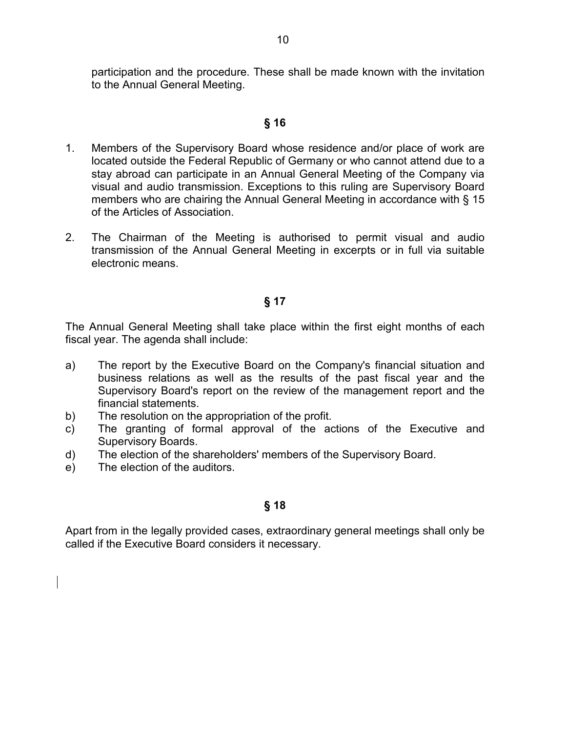participation and the procedure. These shall be made known with the invitation to the Annual General Meeting.

## § 16

1. Members of the Supervisory Board whose residence and/or place of work are located outside the Federal Republic of Germany or who cannot attend due to a stay abroad can participate in an Annual General Meeting of the Company via visual and audio transmission. Exceptions to this ruling are Supervisory Board members who are chairing the Annual General Meeting in accordance with § 15 of the Articles of Association.

2. The Chairman of the Meeting is authorised to permit visual and audio transmission of the Annual General Meeting in excerpts or in full via suitable electronic means.

## § 17

The Annual General Meeting shall take place within the first eight months of each fiscal year. The agenda shall include:

a) The report by the Executive Board on the Company's financial situation and business relations as well as the results of the past fiscal year and the Supervisory Board's report on the review of the management report and the financial statements.
b) The resolution on the appropriation of the profit.
c) The granting of formal approval of the actions of the Executive and Supervisory Boards.
d) The election of the shareholders' members of the Supervisory Board.
e) The election of the auditors.

## § 18

Apart from in the legally provided cases, extraordinary general meetings shall only be called if the Executive Board considers it necessary.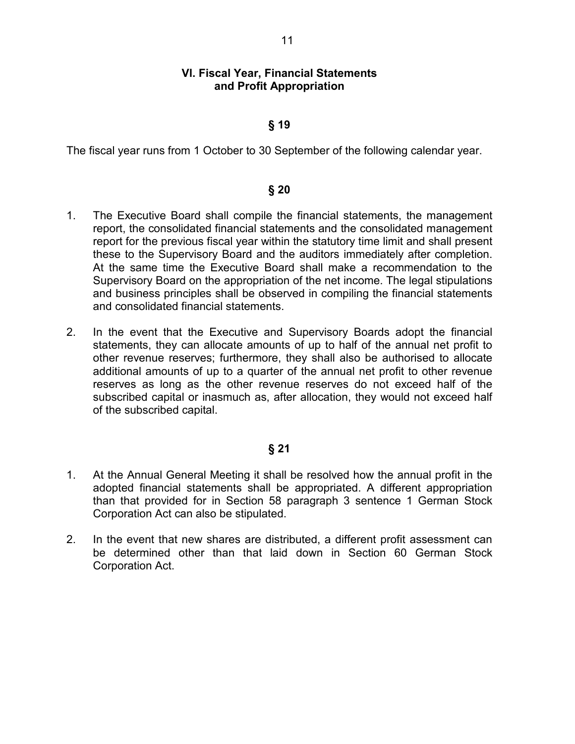## VI. Fiscal Year, Financial Statements and Profit Appropriation

### § 19

The fiscal year runs from 1 October to 30 September of the following calendar year.

### § 20

1. The Executive Board shall compile the financial statements, the management report, the consolidated financial statements and the consolidated management report for the previous fiscal year within the statutory time limit and shall present these to the Supervisory Board and the auditors immediately after completion. At the same time the Executive Board shall make a recommendation to the Supervisory Board on the appropriation of the net income. The legal stipulations and business principles shall be observed in compiling the financial statements and consolidated financial statements.

2. In the event that the Executive and Supervisory Boards adopt the financial statements, they can allocate amounts of up to half of the annual net profit to other revenue reserves; furthermore, they shall also be authorised to allocate additional amounts of up to a quarter of the annual net profit to other revenue reserves as long as the other revenue reserves do not exceed half of the subscribed capital or inasmuch as, after allocation, they would not exceed half of the subscribed capital.

### § 21

1. At the Annual General Meeting it shall be resolved how the annual profit in the adopted financial statements shall be appropriated. A different appropriation than that provided for in Section 58 paragraph 3 sentence 1 German Stock Corporation Act can also be stipulated.

2. In the event that new shares are distributed, a different profit assessment can be determined other than that laid down in Section 60 German Stock Corporation Act.